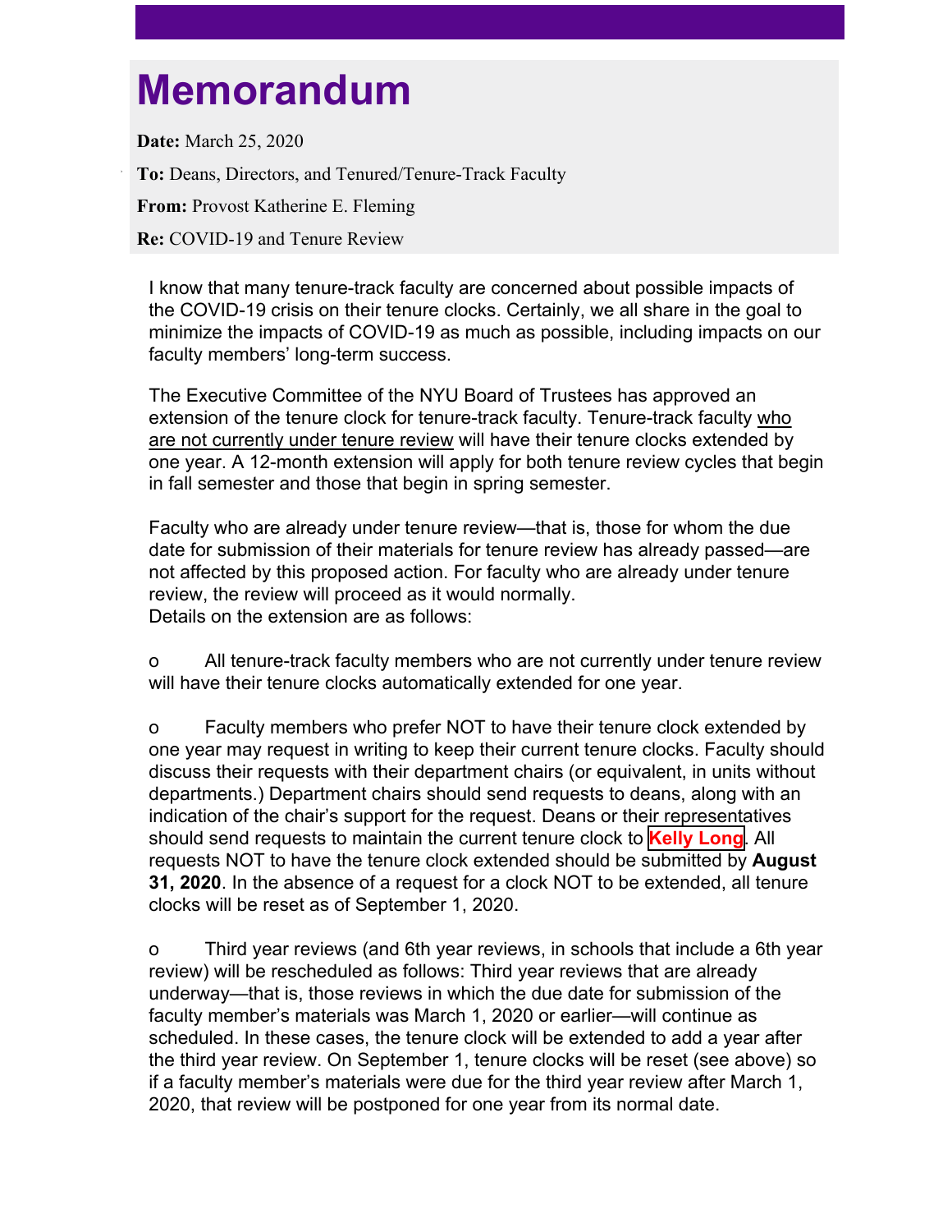# Memorandum

**Date:** March 25, 2020

**To:** Deans, Directors, and Tenured/Tenure-Track Faculty

**From:** Provost Katherine E. Fleming

**Re:** COVID-19 and Tenure Review

I know that many tenure-track faculty are concerned about possible impacts of the COVID-19 crisis on their tenure clocks. Certainly, we all share in the goal to minimize the impacts of COVID-19 as much as possible, including impacts on our faculty members' long-term success.

The Executive Committee of the NYU Board of Trustees has approved an extension of the tenure clock for tenure-track faculty. Tenure-track faculty who are not currently under tenure review will have their tenure clocks extended by one year. A 12-month extension will apply for both tenure review cycles that begin in fall semester and those that begin in spring semester.

Faculty who are already under tenure review—that is, those for whom the due date for submission of their materials for tenure review has already passed—are not affected by this proposed action. For faculty who are already under tenure review, the review will proceed as it would normally.
Details on the extension are as follows:

- All tenure-track faculty members who are not currently under tenure review will have their tenure clocks automatically extended for one year.

- Faculty members who prefer NOT to have their tenure clock extended by one year may request in writing to keep their current tenure clocks. Faculty should discuss their requests with their department chairs (or equivalent, in units without departments.) Department chairs should send requests to deans, along with an indication of the chair's support for the request. Deans or their representatives should send requests to maintain the current tenure clock to **Kelly Long**. All requests NOT to have the tenure clock extended should be submitted by **August 31, 2020**. In the absence of a request for a clock NOT to be extended, all tenure clocks will be reset as of September 1, 2020.

- Third year reviews (and 6th year reviews, in schools that include a 6th year review) will be rescheduled as follows: Third year reviews that are already underway—that is, those reviews in which the due date for submission of the faculty member's materials was March 1, 2020 or earlier—will continue as scheduled. In these cases, the tenure clock will be extended to add a year after the third year review. On September 1, tenure clocks will be reset (see above) so if a faculty member's materials were due for the third year review after March 1, 2020, that review will be postponed for one year from its normal date.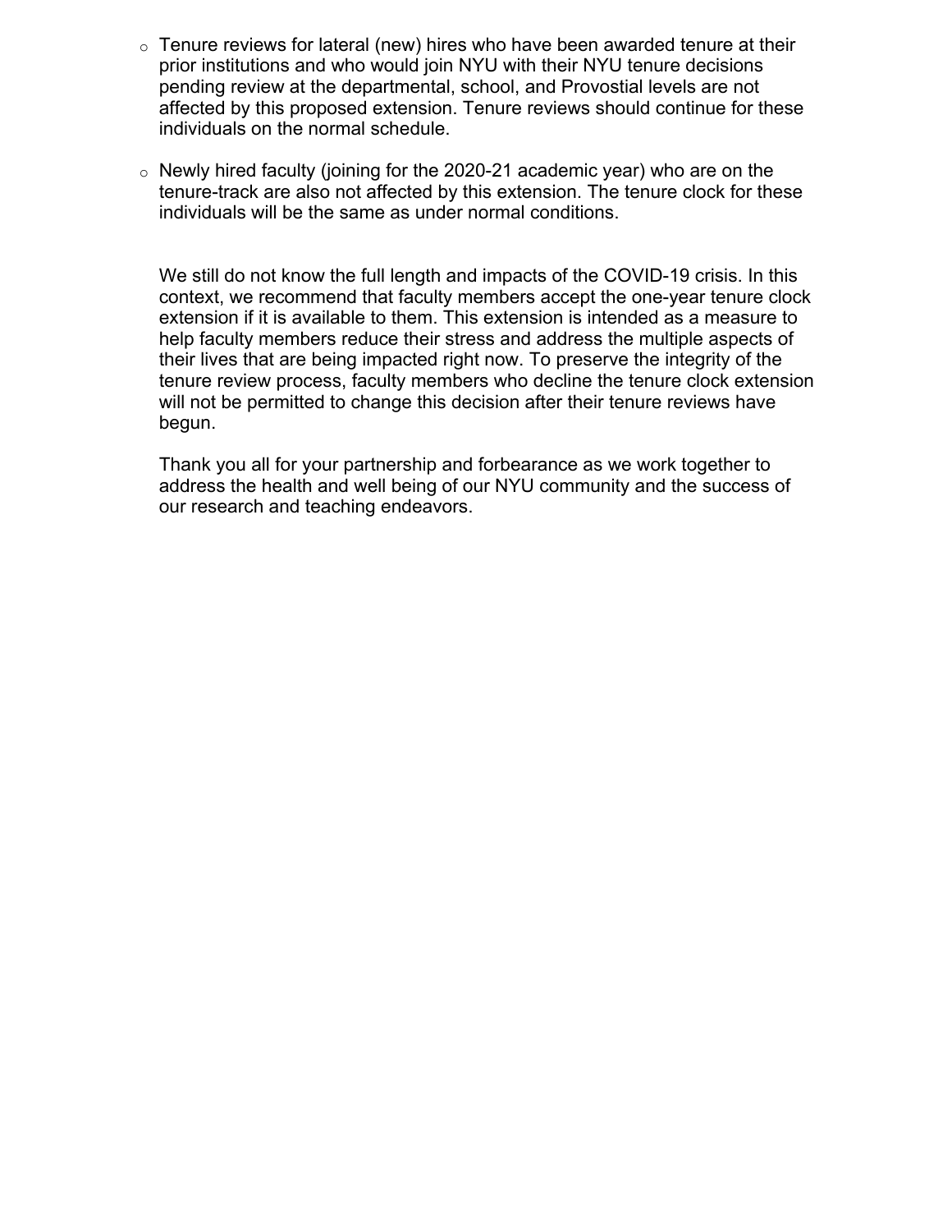- Tenure reviews for lateral (new) hires who have been awarded tenure at their prior institutions and who would join NYU with their NYU tenure decisions pending review at the departmental, school, and Provostial levels are not affected by this proposed extension. Tenure reviews should continue for these individuals on the normal schedule.
- Newly hired faculty (joining for the 2020-21 academic year) who are on the tenure-track are also not affected by this extension. The tenure clock for these individuals will be the same as under normal conditions.

We still do not know the full length and impacts of the COVID-19 crisis. In this context, we recommend that faculty members accept the one-year tenure clock extension if it is available to them. This extension is intended as a measure to help faculty members reduce their stress and address the multiple aspects of their lives that are being impacted right now. To preserve the integrity of the tenure review process, faculty members who decline the tenure clock extension will not be permitted to change this decision after their tenure reviews have begun.

Thank you all for your partnership and forbearance as we work together to address the health and well being of our NYU community and the success of our research and teaching endeavors.